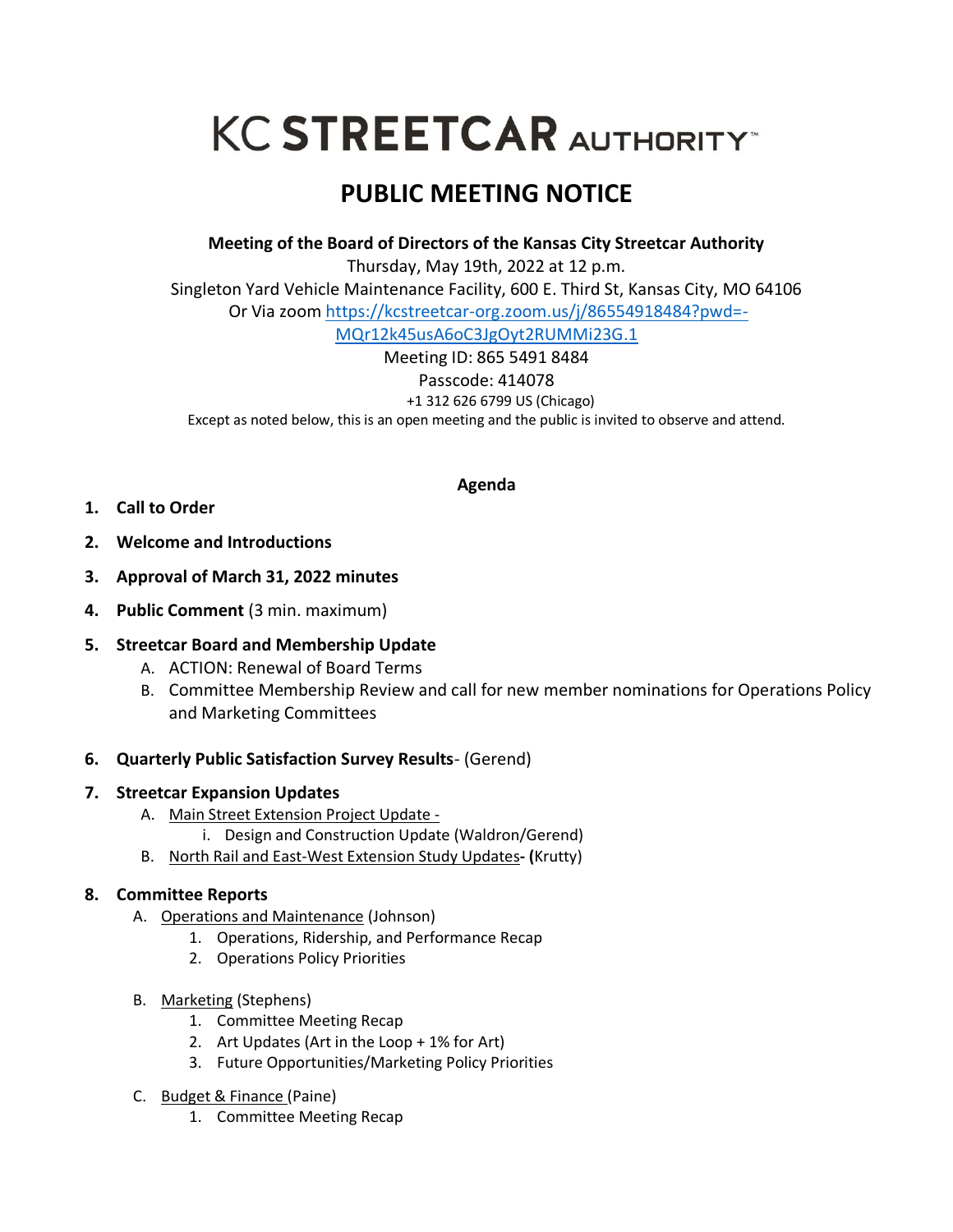# KC STREETCAR AUTHORITY™

## PUBLIC MEETING NOTICE

**Meeting of the Board of Directors of the Kansas City Streetcar Authority**

Thursday, May 19th, 2022 at 12 p.m.

Singleton Yard Vehicle Maintenance Facility, 600 E. Third St, Kansas City, MO 64106

Or Via zoom https://kcstreetcar-org.zoom.us/j/86554918484?pwd=-MQr12k45usA6oC3JgOyt2RUMMi23G.1

Meeting ID: 865 5491 8484

Passcode: 414078

+1 312 626 6799 US (Chicago)

Except as noted below, this is an open meeting and the public is invited to observe and attend.

**Agenda**

1. **Call to Order**
2. **Welcome and Introductions**
3. **Approval of March 31, 2022 minutes**
4. **Public Comment** (3 min. maximum)
5. **Streetcar Board and Membership Update**
   - A. ACTION: Renewal of Board Terms
   - B. Committee Membership Review and call for new member nominations for Operations Policy and Marketing Committees
6. **Quarterly Public Satisfaction Survey Results**- (Gerend)
7. **Streetcar Expansion Updates**
   - A. Main Street Extension Project Update -
     - i. Design and Construction Update (Waldron/Gerend)
   - B. North Rail and East-West Extension Study Updates**- (**Krutty)
8. **Committee Reports**
   - A. Operations and Maintenance (Johnson)
     1. Operations, Ridership, and Performance Recap
     2. Operations Policy Priorities
   - B. Marketing (Stephens)
     1. Committee Meeting Recap
     2. Art Updates (Art in the Loop + 1% for Art)
     3. Future Opportunities/Marketing Policy Priorities
   - C. Budget & Finance (Paine)
     1. Committee Meeting Recap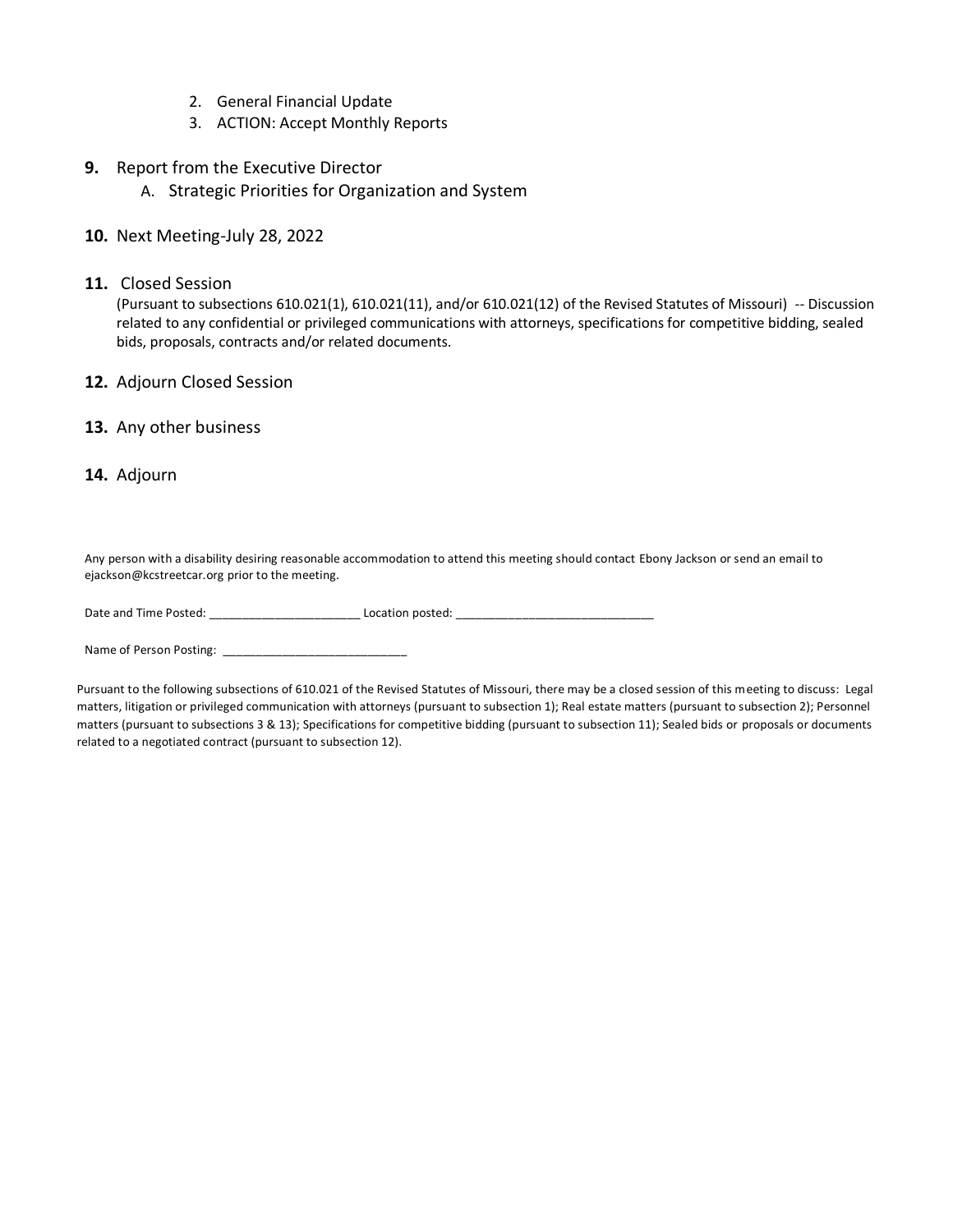2. General Financial Update
3. ACTION: Accept Monthly Reports

**9.** Report from the Executive Director

A. Strategic Priorities for Organization and System

**10.** Next Meeting-July 28, 2022

**11.** Closed Session

(Pursuant to subsections 610.021(1), 610.021(11), and/or 610.021(12) of the Revised Statutes of Missouri) -- Discussion related to any confidential or privileged communications with attorneys, specifications for competitive bidding, sealed bids, proposals, contracts and/or related documents.

**12.** Adjourn Closed Session

**13.** Any other business

**14.** Adjourn

Any person with a disability desiring reasonable accommodation to attend this meeting should contact Ebony Jackson or send an email to ejackson@kcstreetcar.org prior to the meeting.

Date and Time Posted: ______________________ Location posted: ______________________________

Name of Person Posting: ___________________________

Pursuant to the following subsections of 610.021 of the Revised Statutes of Missouri, there may be a closed session of this meeting to discuss: Legal matters, litigation or privileged communication with attorneys (pursuant to subsection 1); Real estate matters (pursuant to subsection 2); Personnel matters (pursuant to subsections 3 & 13); Specifications for competitive bidding (pursuant to subsection 11); Sealed bids or proposals or documents related to a negotiated contract (pursuant to subsection 12).